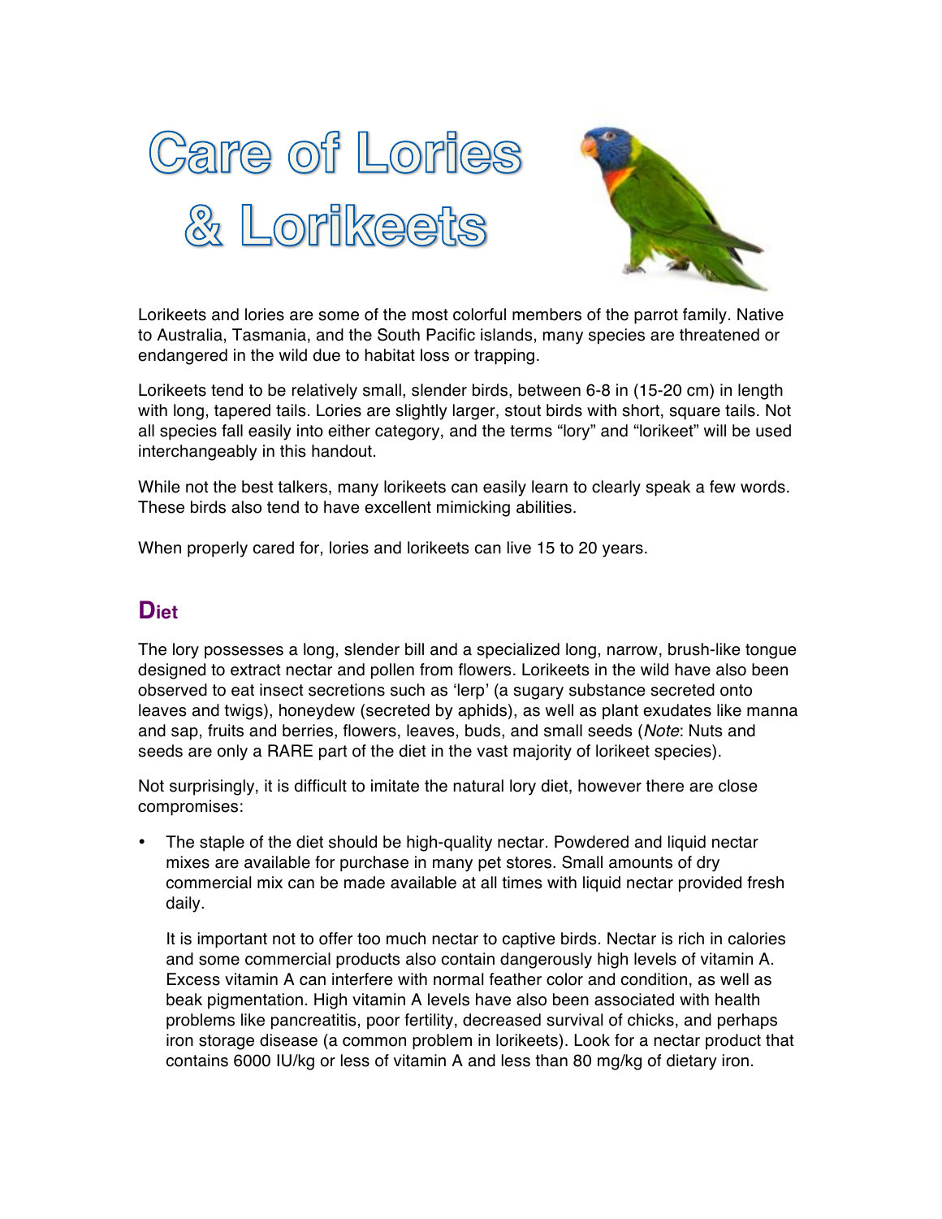# Care of Lories & Lorikeets

Lorikeets and lories are some of the most colorful members of the parrot family. Native to Australia, Tasmania, and the South Pacific islands, many species are threatened or endangered in the wild due to habitat loss or trapping.

Lorikeets tend to be relatively small, slender birds, between 6-8 in (15-20 cm) in length with long, tapered tails. Lories are slightly larger, stout birds with short, square tails. Not all species fall easily into either category, and the terms "lory" and "lorikeet" will be used interchangeably in this handout.

While not the best talkers, many lorikeets can easily learn to clearly speak a few words. These birds also tend to have excellent mimicking abilities.

When properly cared for, lories and lorikeets can live 15 to 20 years.

## Diet

The lory possesses a long, slender bill and a specialized long, narrow, brush-like tongue designed to extract nectar and pollen from flowers. Lorikeets in the wild have also been observed to eat insect secretions such as 'lerp' (a sugary substance secreted onto leaves and twigs), honeydew (secreted by aphids), as well as plant exudates like manna and sap, fruits and berries, flowers, leaves, buds, and small seeds (*Note*: Nuts and seeds are only a RARE part of the diet in the vast majority of lorikeet species).

Not surprisingly, it is difficult to imitate the natural lory diet, however there are close compromises:

- The staple of the diet should be high-quality nectar. Powdered and liquid nectar mixes are available for purchase in many pet stores. Small amounts of dry commercial mix can be made available at all times with liquid nectar provided fresh daily.

  It is important not to offer too much nectar to captive birds. Nectar is rich in calories and some commercial products also contain dangerously high levels of vitamin A. Excess vitamin A can interfere with normal feather color and condition, as well as beak pigmentation. High vitamin A levels have also been associated with health problems like pancreatitis, poor fertility, decreased survival of chicks, and perhaps iron storage disease (a common problem in lorikeets). Look for a nectar product that contains 6000 IU/kg or less of vitamin A and less than 80 mg/kg of dietary iron.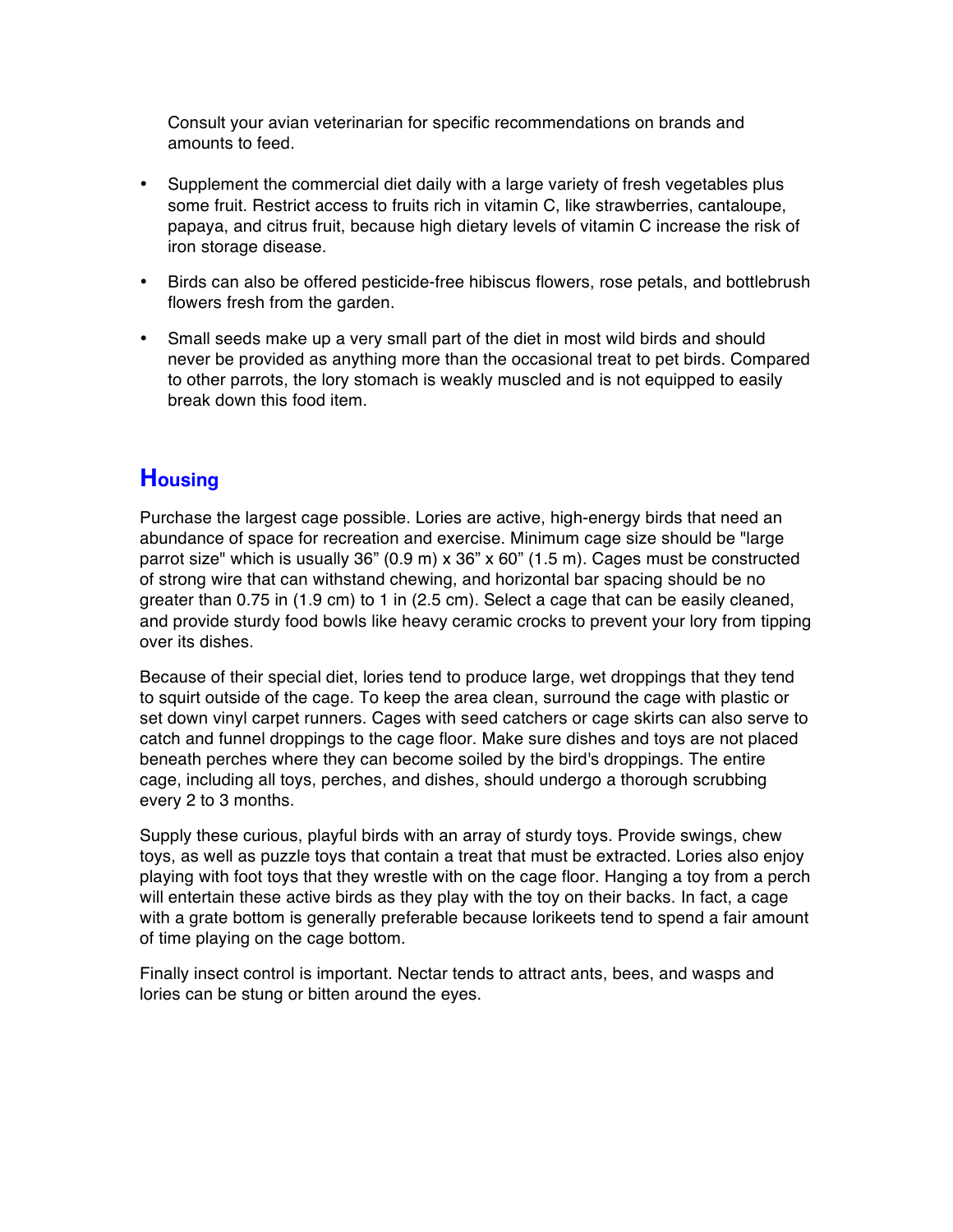Consult your avian veterinarian for specific recommendations on brands and amounts to feed.

- Supplement the commercial diet daily with a large variety of fresh vegetables plus some fruit. Restrict access to fruits rich in vitamin C, like strawberries, cantaloupe, papaya, and citrus fruit, because high dietary levels of vitamin C increase the risk of iron storage disease.
- Birds can also be offered pesticide-free hibiscus flowers, rose petals, and bottlebrush flowers fresh from the garden.
- Small seeds make up a very small part of the diet in most wild birds and should never be provided as anything more than the occasional treat to pet birds. Compared to other parrots, the lory stomach is weakly muscled and is not equipped to easily break down this food item.

## Housing

Purchase the largest cage possible. Lories are active, high-energy birds that need an abundance of space for recreation and exercise. Minimum cage size should be "large parrot size" which is usually 36" (0.9 m) x 36" x 60" (1.5 m). Cages must be constructed of strong wire that can withstand chewing, and horizontal bar spacing should be no greater than 0.75 in (1.9 cm) to 1 in (2.5 cm). Select a cage that can be easily cleaned, and provide sturdy food bowls like heavy ceramic crocks to prevent your lory from tipping over its dishes.

Because of their special diet, lories tend to produce large, wet droppings that they tend to squirt outside of the cage. To keep the area clean, surround the cage with plastic or set down vinyl carpet runners. Cages with seed catchers or cage skirts can also serve to catch and funnel droppings to the cage floor. Make sure dishes and toys are not placed beneath perches where they can become soiled by the bird's droppings. The entire cage, including all toys, perches, and dishes, should undergo a thorough scrubbing every 2 to 3 months.

Supply these curious, playful birds with an array of sturdy toys. Provide swings, chew toys, as well as puzzle toys that contain a treat that must be extracted. Lories also enjoy playing with foot toys that they wrestle with on the cage floor. Hanging a toy from a perch will entertain these active birds as they play with the toy on their backs. In fact, a cage with a grate bottom is generally preferable because lorikeets tend to spend a fair amount of time playing on the cage bottom.

Finally insect control is important. Nectar tends to attract ants, bees, and wasps and lories can be stung or bitten around the eyes.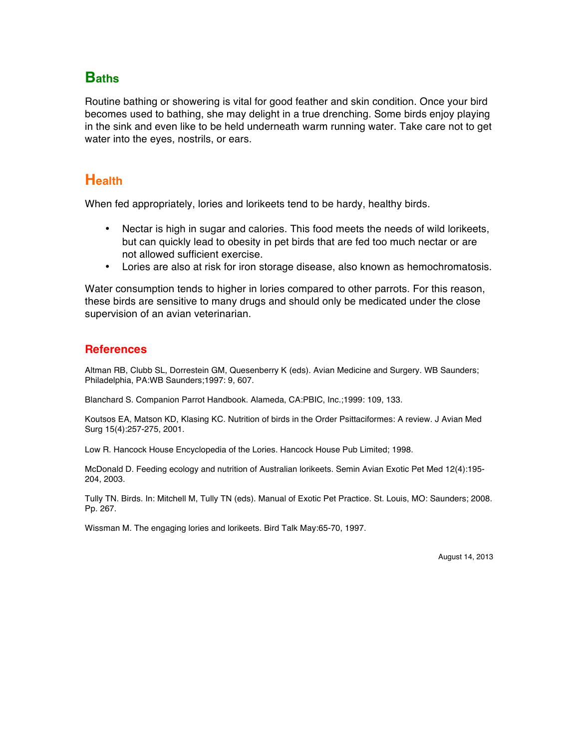## Baths

Routine bathing or showering is vital for good feather and skin condition. Once your bird becomes used to bathing, she may delight in a true drenching. Some birds enjoy playing in the sink and even like to be held underneath warm running water. Take care not to get water into the eyes, nostrils, or ears.

## Health

When fed appropriately, lories and lorikeets tend to be hardy, healthy birds.

- Nectar is high in sugar and calories. This food meets the needs of wild lorikeets, but can quickly lead to obesity in pet birds that are fed too much nectar or are not allowed sufficient exercise.
- Lories are also at risk for iron storage disease, also known as hemochromatosis.

Water consumption tends to higher in lories compared to other parrots. For this reason, these birds are sensitive to many drugs and should only be medicated under the close supervision of an avian veterinarian.

### References

Altman RB, Clubb SL, Dorrestein GM, Quesenberry K (eds). Avian Medicine and Surgery. WB Saunders; Philadelphia, PA:WB Saunders;1997: 9, 607.

Blanchard S. Companion Parrot Handbook. Alameda, CA:PBIC, Inc.;1999: 109, 133.

Koutsos EA, Matson KD, Klasing KC. Nutrition of birds in the Order Psittaciformes: A review. J Avian Med Surg 15(4):257-275, 2001.

Low R. Hancock House Encyclopedia of the Lories. Hancock House Pub Limited; 1998.

McDonald D. Feeding ecology and nutrition of Australian lorikeets. Semin Avian Exotic Pet Med 12(4):195-204, 2003.

Tully TN. Birds. In: Mitchell M, Tully TN (eds). Manual of Exotic Pet Practice. St. Louis, MO: Saunders; 2008. Pp. 267.

Wissman M. The engaging lories and lorikeets. Bird Talk May:65-70, 1997.

August 14, 2013